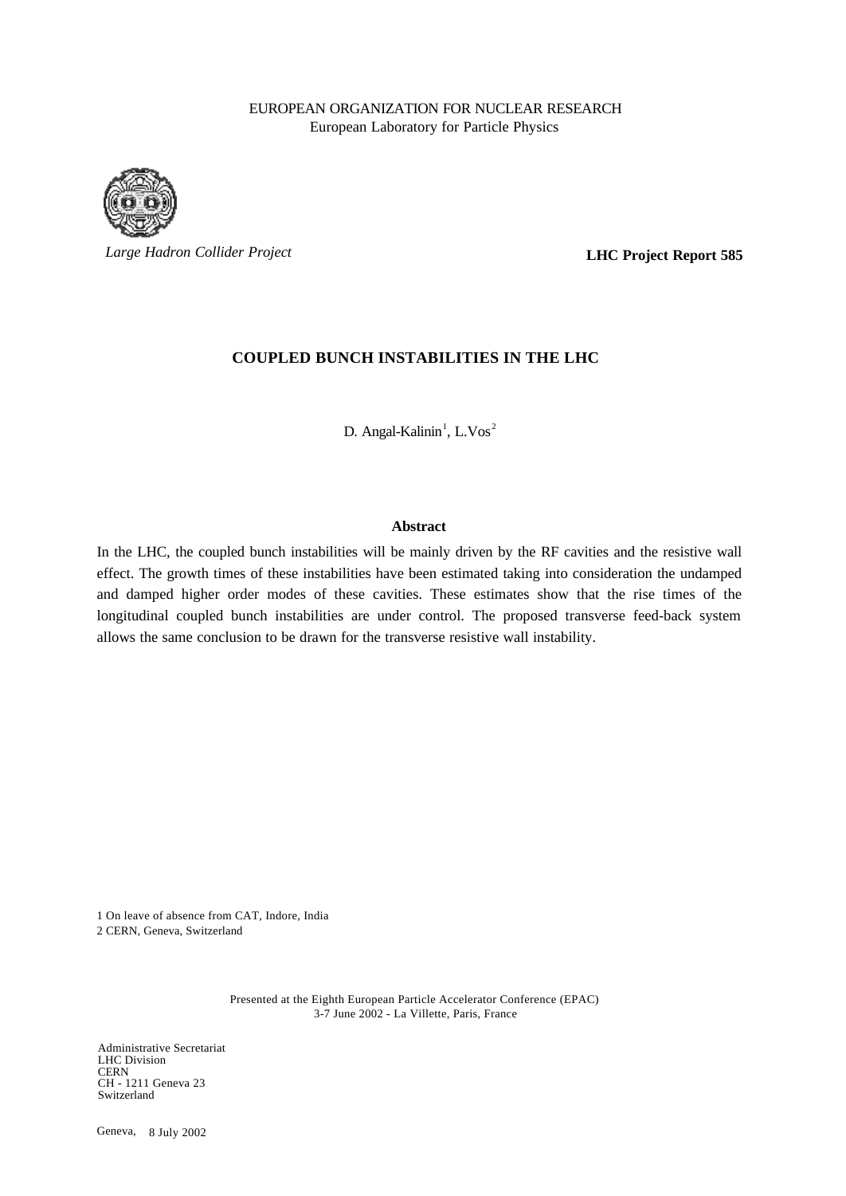EUROPEAN ORGANIZATION FOR NUCLEAR RESEARCH
European Laboratory for Particle Physics

*Large Hadron Collider Project*

**LHC Project Report 585**

# COUPLED BUNCH INSTABILITIES IN THE LHC

D. Angal-Kalinin[1], L.Vos[2]

### Abstract

In the LHC, the coupled bunch instabilities will be mainly driven by the RF cavities and the resistive wall effect. The growth times of these instabilities have been estimated taking into consideration the undamped and damped higher order modes of these cavities. These estimates show that the rise times of the longitudinal coupled bunch instabilities are under control. The proposed transverse feed-back system allows the same conclusion to be drawn for the transverse resistive wall instability.

1 On leave of absence from CAT, Indore, India
2 CERN, Geneva, Switzerland

Presented at the Eighth European Particle Accelerator Conference (EPAC)
3-7 June 2002 - La Villette, Paris, France

Administrative Secretariat
LHC Division
CERN
CH - 1211 Geneva 23
Switzerland

Geneva, 8 July 2002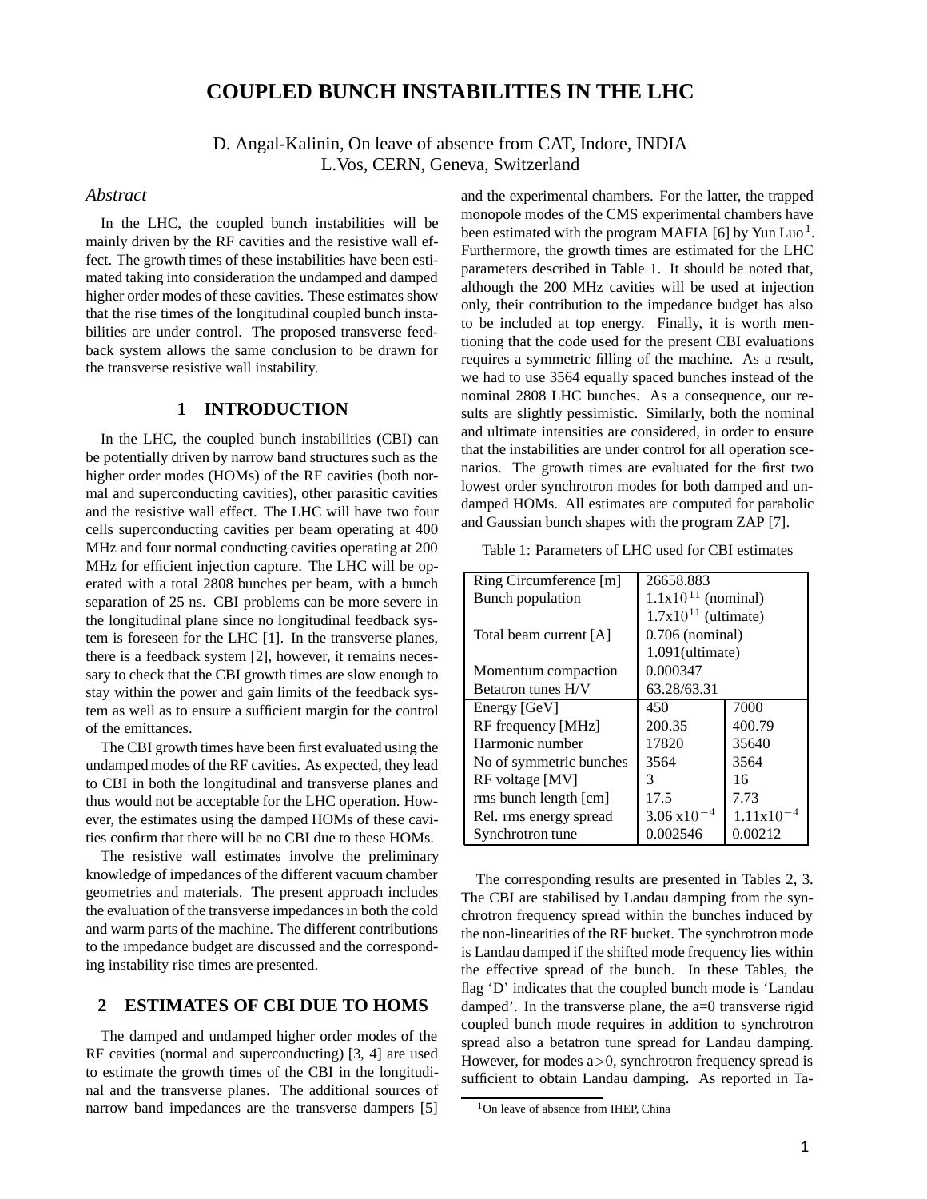# COUPLED BUNCH INSTABILITIES IN THE LHC

D. Angal-Kalinin, On leave of absence from CAT, Indore, INDIA
L.Vos, CERN, Geneva, Switzerland

### *Abstract*

In the LHC, the coupled bunch instabilities will be mainly driven by the RF cavities and the resistive wall effect. The growth times of these instabilities have been estimated taking into consideration the undamped and damped higher order modes of these cavities. These estimates show that the rise times of the longitudinal coupled bunch instabilities are under control. The proposed transverse feedback system allows the same conclusion to be drawn for the transverse resistive wall instability.

## 1 INTRODUCTION

In the LHC, the coupled bunch instabilities (CBI) can be potentially driven by narrow band structures such as the higher order modes (HOMs) of the RF cavities (both normal and superconducting cavities), other parasitic cavities and the resistive wall effect. The LHC will have two four cells superconducting cavities per beam operating at 400 MHz and four normal conducting cavities operating at 200 MHz for efficient injection capture. The LHC will be operated with a total 2808 bunches per beam, with a bunch separation of 25 ns. CBI problems can be more severe in the longitudinal plane since no longitudinal feedback system is foreseen for the LHC [1]. In the transverse planes, there is a feedback system [2], however, it remains necessary to check that the CBI growth times are slow enough to stay within the power and gain limits of the feedback system as well as to ensure a sufficient margin for the control of the emittances.

The CBI growth times have been first evaluated using the undamped modes of the RF cavities. As expected, they lead to CBI in both the longitudinal and transverse planes and thus would not be acceptable for the LHC operation. However, the estimates using the damped HOMs of these cavities confirm that there will be no CBI due to these HOMs.

The resistive wall estimates involve the preliminary knowledge of impedances of the different vacuum chamber geometries and materials. The present approach includes the evaluation of the transverse impedances in both the cold and warm parts of the machine. The different contributions to the impedance budget are discussed and the corresponding instability rise times are presented.

## 2 ESTIMATES OF CBI DUE TO HOMS

The damped and undamped higher order modes of the RF cavities (normal and superconducting) [3, 4] are used to estimate the growth times of the CBI in the longitudinal and the transverse planes. The additional sources of narrow band impedances are the transverse dampers [5] and the experimental chambers. For the latter, the trapped monopole modes of the CMS experimental chambers have been estimated with the program MAFIA [6] by Yun Luo[1]. Furthermore, the growth times are estimated for the LHC parameters described in Table 1. It should be noted that, although the 200 MHz cavities will be used at injection only, their contribution to the impedance budget has also to be included at top energy. Finally, it is worth mentioning that the code used for the present CBI evaluations requires a symmetric filling of the machine. As a result, we had to use 3564 equally spaced bunches instead of the nominal 2808 LHC bunches. As a consequence, our results are slightly pessimistic. Similarly, both the nominal and ultimate intensities are considered, in order to ensure that the instabilities are under control for all operation scenarios. The growth times are evaluated for the first two lowest order synchrotron modes for both damped and undamped HOMs. All estimates are computed for parabolic and Gaussian bunch shapes with the program ZAP [7].

Table 1: Parameters of LHC used for CBI estimates

| | | |
|---|---|---|
| Ring Circumference [m] | 26658.883 | |
| Bunch population | $1.1\text{x}10^{11}$ (nominal) | |
| | $1.7\text{x}10^{11}$ (ultimate) | |
| Total beam current [A] | 0.706 (nominal) | |
| | 1.091(ultimate) | |
| Momentum compaction | 0.000347 | |
| Betatron tunes H/V | 63.28/63.31 | |
| Energy [GeV] | 450 | 7000 |
| RF frequency [MHz] | 200.35 | 400.79 |
| Harmonic number | 17820 | 35640 |
| No of symmetric bunches | 3564 | 3564 |
| RF voltage [MV] | 3 | 16 |
| rms bunch length [cm] | 17.5 | 7.73 |
| Rel. rms energy spread | $3.06\text{ x}10^{-4}$ | $1.11\text{x}10^{-4}$ |
| Synchrotron tune | 0.002546 | 0.00212 |

The corresponding results are presented in Tables 2, 3. The CBI are stabilised by Landau damping from the synchrotron frequency spread within the bunches induced by the non-linearities of the RF bucket. The synchrotron mode is Landau damped if the shifted mode frequency lies within the effective spread of the bunch. In these Tables, the flag 'D' indicates that the coupled bunch mode is 'Landau damped'. In the transverse plane, the a=0 transverse rigid coupled bunch mode requires in addition to synchrotron spread also a betatron tune spread for Landau damping. However, for modes a>0, synchrotron frequency spread is sufficient to obtain Landau damping. As reported in Ta-

[1] On leave of absence from IHEP, China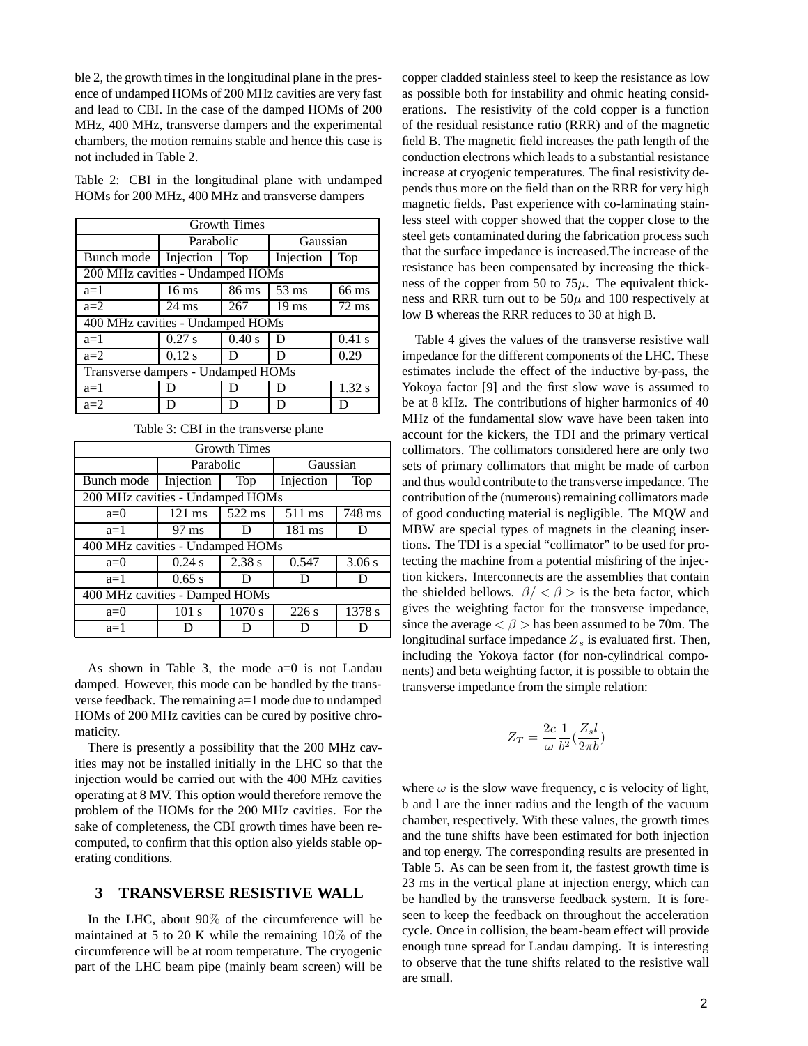ble 2, the growth times in the longitudinal plane in the presence of undamped HOMs of 200 MHz cavities are very fast and lead to CBI. In the case of the damped HOMs of 200 MHz, 400 MHz, transverse dampers and the experimental chambers, the motion remains stable and hence this case is not included in Table 2.

Table 2: CBI in the longitudinal plane with undamped HOMs for 200 MHz, 400 MHz and transverse dampers

| Growth Times | | | | |
|---|---|---|---|---|
| | Parabolic | | Gaussian | |
| Bunch mode | Injection | Top | Injection | Top |
| 200 MHz cavities - Undamped HOMs | | | | |
| a=1 | 16 ms | 86 ms | 53 ms | 66 ms |
| a=2 | 24 ms | 267 | 19 ms | 72 ms |
| 400 MHz cavities - Undamped HOMs | | | | |
| a=1 | 0.27 s | 0.40 s | D | 0.41 s |
| a=2 | 0.12 s | D | D | 0.29 |
| Transverse dampers - Undamped HOMs | | | | |
| a=1 | D | D | D | 1.32 s |
| a=2 | D | D | D | D |

Table 3: CBI in the transverse plane

| Growth Times | | | | |
|---|---|---|---|---|
| | Parabolic | | Gaussian | |
| Bunch mode | Injection | Top | Injection | Top |
| 200 MHz cavities - Undamped HOMs | | | | |
| a=0 | 121 ms | 522 ms | 511 ms | 748 ms |
| a=1 | 97 ms | D | 181 ms | D |
| 400 MHz cavities - Undamped HOMs | | | | |
| a=0 | 0.24 s | 2.38 s | 0.547 | 3.06 s |
| a=1 | 0.65 s | D | D | D |
| 400 MHz cavities - Damped HOMs | | | | |
| a=0 | 101 s | 1070 s | 226 s | 1378 s |
| a=1 | D | D | D | D |

As shown in Table 3, the mode a=0 is not Landau damped. However, this mode can be handled by the transverse feedback. The remaining a=1 mode due to undamped HOMs of 200 MHz cavities can be cured by positive chromaticity.

There is presently a possibility that the 200 MHz cavities may not be installed initially in the LHC so that the injection would be carried out with the 400 MHz cavities operating at 8 MV. This option would therefore remove the problem of the HOMs for the 200 MHz cavities. For the sake of completeness, the CBI growth times have been recomputed, to confirm that this option also yields stable operating conditions.

## 3 TRANSVERSE RESISTIVE WALL

In the LHC, about 90% of the circumference will be maintained at 5 to 20 K while the remaining 10% of the circumference will be at room temperature. The cryogenic part of the LHC beam pipe (mainly beam screen) will be copper cladded stainless steel to keep the resistance as low as possible both for instability and ohmic heating considerations. The resistivity of the cold copper is a function of the residual resistance ratio (RRR) and of the magnetic field B. The magnetic field increases the path length of the conduction electrons which leads to a substantial resistance increase at cryogenic temperatures. The final resistivity depends thus more on the field than on the RRR for very high magnetic fields. Past experience with co-laminating stainless steel with copper showed that the copper close to the steel gets contaminated during the fabrication process such that the surface impedance is increased.The increase of the resistance has been compensated by increasing the thickness of the copper from 50 to 75$\mu$. The equivalent thickness and RRR turn out to be 50$\mu$ and 100 respectively at low B whereas the RRR reduces to 30 at high B.

Table 4 gives the values of the transverse resistive wall impedance for the different components of the LHC. These estimates include the effect of the inductive by-pass, the Yokoya factor [9] and the first slow wave is assumed to be at 8 kHz. The contributions of higher harmonics of 40 MHz of the fundamental slow wave have been taken into account for the kickers, the TDI and the primary vertical collimators. The collimators considered here are only two sets of primary collimators that might be made of carbon and thus would contribute to the transverse impedance. The contribution of the (numerous) remaining collimators made of good conducting material is negligible. The MQW and MBW are special types of magnets in the cleaning insertions. The TDI is a special "collimator" to be used for protecting the machine from a potential misfiring of the injection kickers. Interconnects are the assemblies that contain the shielded bellows. $\beta / < \beta >$ is the beta factor, which gives the weighting factor for the transverse impedance, since the average $< \beta >$ has been assumed to be 70m. The longitudinal surface impedance $Z_s$ is evaluated first. Then, including the Yokoya factor (for non-cylindrical components) and beta weighting factor, it is possible to obtain the transverse impedance from the simple relation:

$$Z_T = \frac{2c}{\omega} \frac{1}{b^2} (\frac{Z_s l}{2 \pi b})$$

where $\omega$ is the slow wave frequency, c is velocity of light, b and l are the inner radius and the length of the vacuum chamber, respectively. With these values, the growth times and the tune shifts have been estimated for both injection and top energy. The corresponding results are presented in Table 5. As can be seen from it, the fastest growth time is 23 ms in the vertical plane at injection energy, which can be handled by the transverse feedback system. It is foreseen to keep the feedback on throughout the acceleration cycle. Once in collision, the beam-beam effect will provide enough tune spread for Landau damping. It is interesting to observe that the tune shifts related to the resistive wall are small.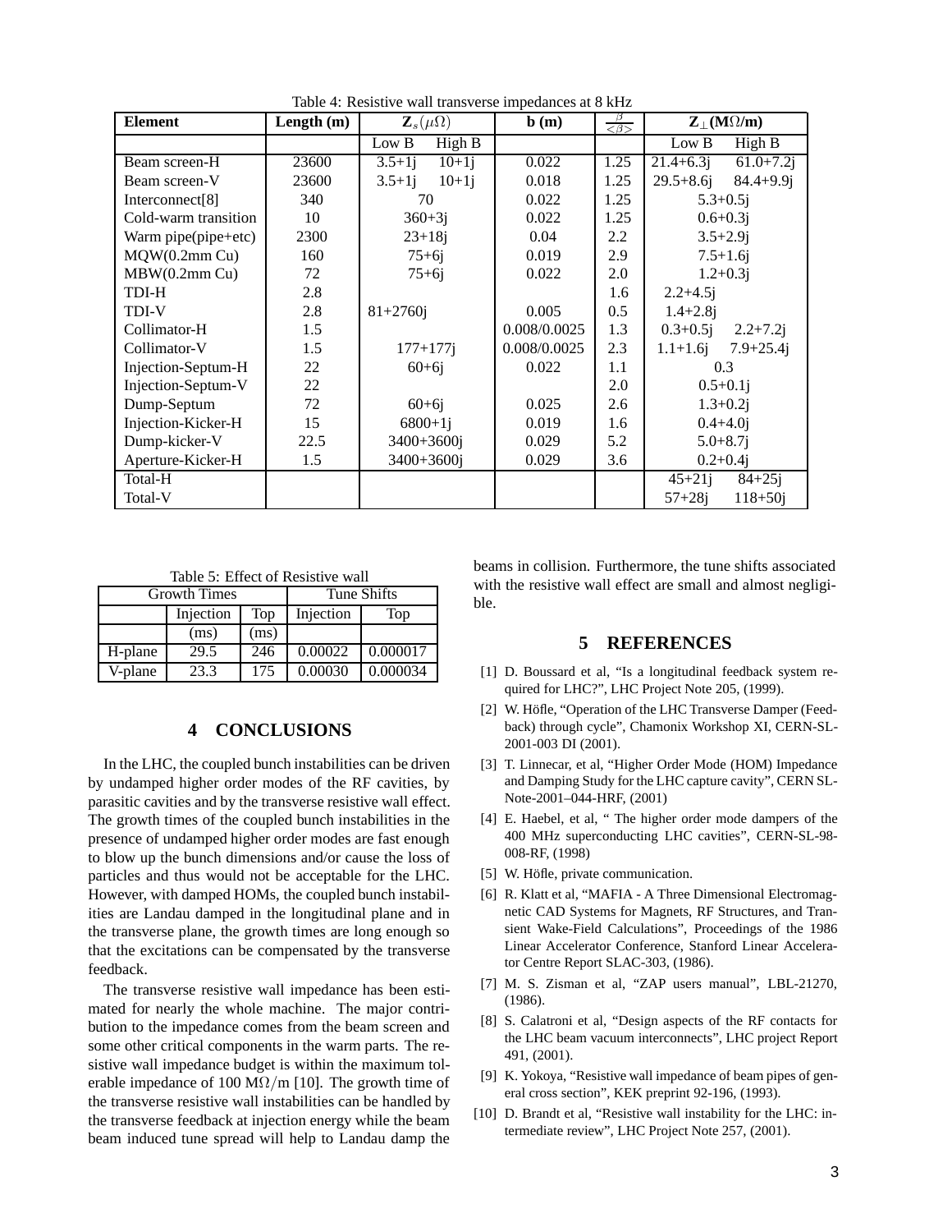Table 4: Resistive wall transverse impedances at 8 kHz

| **Element** | **Length (m)** | $\mathbf{Z}_s(\mu\Omega)$ | | **b (m)** | $\frac{\beta}{<\beta>}$ | $\mathbf{Z}_\perp$**(M**$\Omega$**/m)** | |
|---|---|---|---|---|---|---|---|
| | | Low B | High B | | | Low B | High B |
| Beam screen-H | 23600 | 3.5+1j | 10+1j | 0.022 | 1.25 | 21.4+6.3j | 61.0+7.2j |
| Beam screen-V | 23600 | 3.5+1j | 10+1j | 0.018 | 1.25 | 29.5+8.6j | 84.4+9.9j |
| Interconnect[8] | 340 | 70 | | 0.022 | 1.25 | 5.3+0.5j | |
| Cold-warm transition | 10 | 360+3j | | 0.022 | 1.25 | 0.6+0.3j | |
| Warm pipe(pipe+etc) | 2300 | 23+18j | | 0.04 | 2.2 | 3.5+2.9j | |
| MQW(0.2mm Cu) | 160 | 75+6j | | 0.019 | 2.9 | 7.5+1.6j | |
| MBW(0.2mm Cu) | 72 | 75+6j | | 0.022 | 2.0 | 1.2+0.3j | |
| TDI-H | 2.8 | | | | 1.6 | 2.2+4.5j | |
| TDI-V | 2.8 | 81+2760j | | 0.005 | 0.5 | 1.4+2.8j | |
| Collimator-H | 1.5 | | | 0.008/0.0025 | 1.3 | 0.3+0.5j | 2.2+7.2j |
| Collimator-V | 1.5 | 177+177j | | 0.008/0.0025 | 2.3 | 1.1+1.6j | 7.9+25.4j |
| Injection-Septum-H | 22 | 60+6j | | 0.022 | 1.1 | 0.3 | |
| Injection-Septum-V | 22 | | | | 2.0 | 0.5+0.1j | |
| Dump-Septum | 72 | 60+6j | | 0.025 | 2.6 | 1.3+0.2j | |
| Injection-Kicker-H | 15 | 6800+1j | | 0.019 | 1.6 | 0.4+4.0j | |
| Dump-kicker-V | 22.5 | 3400+3600j | | 0.029 | 5.2 | 5.0+8.7j | |
| Aperture-Kicker-H | 1.5 | 3400+3600j | | 0.029 | 3.6 | 0.2+0.4j | |
| Total-H | | | | | | 45+21j | 84+25j |
| Total-V | | | | | | 57+28j | 118+50j |

Table 5: Effect of Resistive wall

| | Growth Times | | Tune Shifts | |
|---|---|---|---|---|
| | Injection | Top | Injection | Top |
| | (ms) | (ms) | | |
| H-plane | 29.5 | 246 | 0.00022 | 0.000017 |
| V-plane | 23.3 | 175 | 0.00030 | 0.000034 |

## 4 CONCLUSIONS

In the LHC, the coupled bunch instabilities can be driven by undamped higher order modes of the RF cavities, by parasitic cavities and by the transverse resistive wall effect. The growth times of the coupled bunch instabilities in the presence of undamped higher order modes are fast enough to blow up the bunch dimensions and/or cause the loss of particles and thus would not be acceptable for the LHC. However, with damped HOMs, the coupled bunch instabilities are Landau damped in the longitudinal plane and in the transverse plane, the growth times are long enough so that the excitations can be compensated by the transverse feedback.

The transverse resistive wall impedance has been estimated for nearly the whole machine. The major contribution to the impedance comes from the beam screen and some other critical components in the warm parts. The resistive wall impedance budget is within the maximum tolerable impedance of 100 M$\Omega$/m [10]. The growth time of the transverse resistive wall instabilities can be handled by the transverse feedback at injection energy while the beam beam induced tune spread will help to Landau damp the beams in collision. Furthermore, the tune shifts associated with the resistive wall effect are small and almost negligible.

## 5 REFERENCES

[1] D. Boussard et al, "Is a longitudinal feedback system required for LHC?", LHC Project Note 205, (1999).

[2] W. Höfle, "Operation of the LHC Transverse Damper (Feedback) through cycle", Chamonix Workshop XI, CERN-SL-2001-003 DI (2001).

[3] T. Linnecar, et al, "Higher Order Mode (HOM) Impedance and Damping Study for the LHC capture cavity", CERN SL-Note-2001–044-HRF, (2001)

[4] E. Haebel, et al, " The higher order mode dampers of the 400 MHz superconducting LHC cavities", CERN-SL-98-008-RF, (1998)

[5] W. Höfle, private communication.

[6] R. Klatt et al, "MAFIA - A Three Dimensional Electromagnetic CAD Systems for Magnets, RF Structures, and Transient Wake-Field Calculations", Proceedings of the 1986 Linear Accelerator Conference, Stanford Linear Accelerator Centre Report SLAC-303, (1986).

[7] M. S. Zisman et al, "ZAP users manual", LBL-21270, (1986).

[8] S. Calatroni et al, "Design aspects of the RF contacts for the LHC beam vacuum interconnects", LHC project Report 491, (2001).

[9] K. Yokoya, "Resistive wall impedance of beam pipes of general cross section", KEK preprint 92-196, (1993).

[10] D. Brandt et al, "Resistive wall instability for the LHC: intermediate review", LHC Project Note 257, (2001).